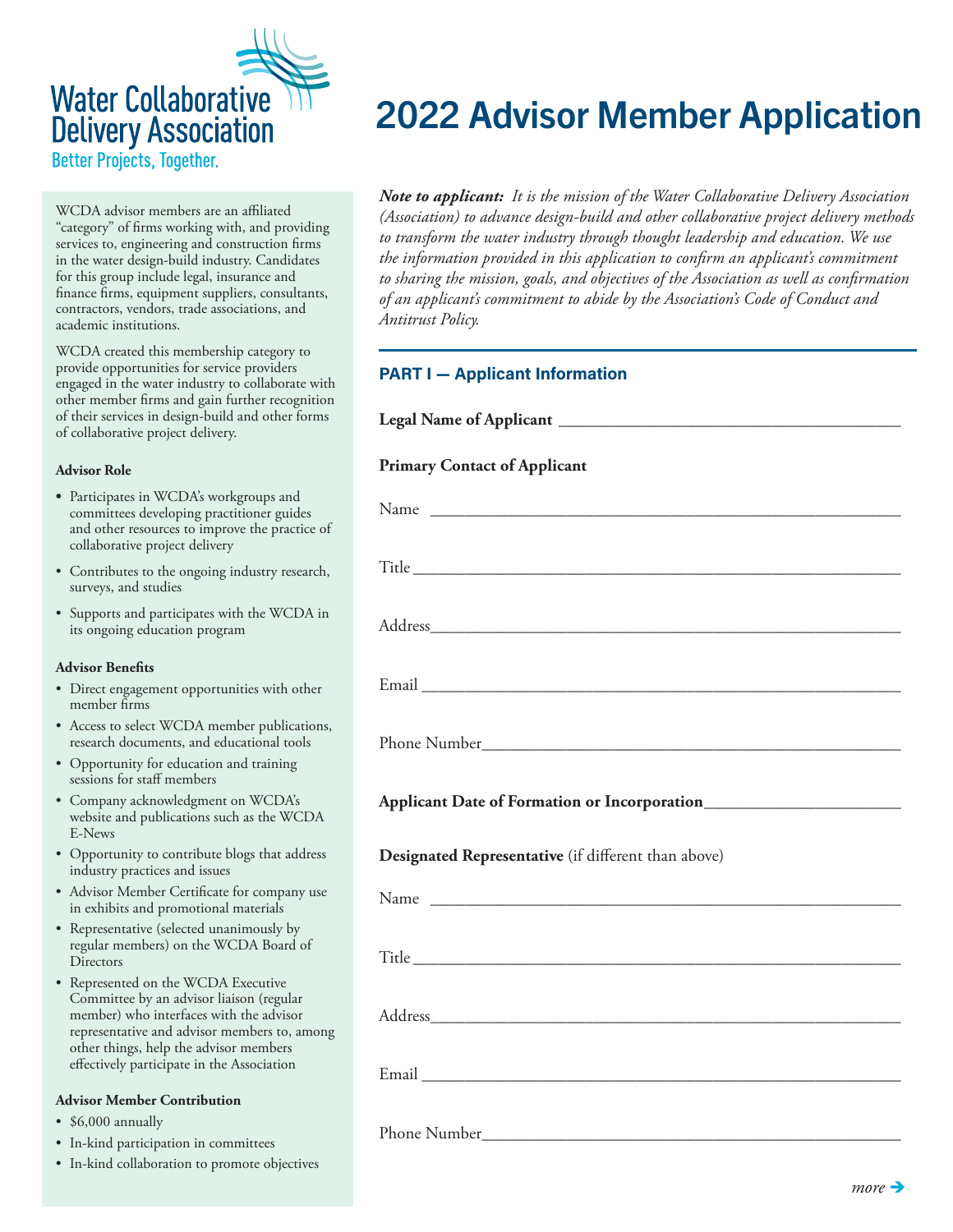Water Collaborative Delivery Association

Better Projects, Together.

# 2022 Advisor Member Application

WCDA advisor members are an affiliated "category" of firms working with, and providing services to, engineering and construction firms in the water design-build industry. Candidates for this group include legal, insurance and finance firms, equipment suppliers, consultants, contractors, vendors, trade associations, and academic institutions.

WCDA created this membership category to provide opportunities for service providers engaged in the water industry to collaborate with other member firms and gain further recognition of their services in design-build and other forms of collaborative project delivery.

**Advisor Role**

- Participates in WCDA's workgroups and committees developing practitioner guides and other resources to improve the practice of collaborative project delivery
- Contributes to the ongoing industry research, surveys, and studies
- Supports and participates with the WCDA in its ongoing education program

**Advisor Benefits**

- Direct engagement opportunities with other member firms
- Access to select WCDA member publications, research documents, and educational tools
- Opportunity for education and training sessions for staff members
- Company acknowledgment on WCDA's website and publications such as the WCDA E-News
- Opportunity to contribute blogs that address industry practices and issues
- Advisor Member Certificate for company use in exhibits and promotional materials
- Representative (selected unanimously by regular members) on the WCDA Board of Directors
- Represented on the WCDA Executive Committee by an advisor liaison (regular member) who interfaces with the advisor representative and advisor members to, among other things, help the advisor members effectively participate in the Association

**Advisor Member Contribution**

- $6,000 annually
- In-kind participation in committees
- In-kind collaboration to promote objectives

***Note to applicant:*** *It is the mission of the Water Collaborative Delivery Association (Association) to advance design-build and other collaborative project delivery methods to transform the water industry through thought leadership and education. We use the information provided in this application to confirm an applicant's commitment to sharing the mission, goals, and objectives of the Association as well as confirmation of an applicant's commitment to abide by the Association's Code of Conduct and Antitrust Policy.*

## PART I — Applicant Information

**Legal Name of Applicant** ________________________________________

**Primary Contact of Applicant**

Name ________________________________________

Title ________________________________________

Address ________________________________________

Email ________________________________________

Phone Number ________________________________________

**Applicant Date of Formation or Incorporation** ______________________

**Designated Representative** (if different than above)

Name ________________________________________

Title ________________________________________

Address ________________________________________

Email ________________________________________

Phone Number ________________________________________

*more* ➔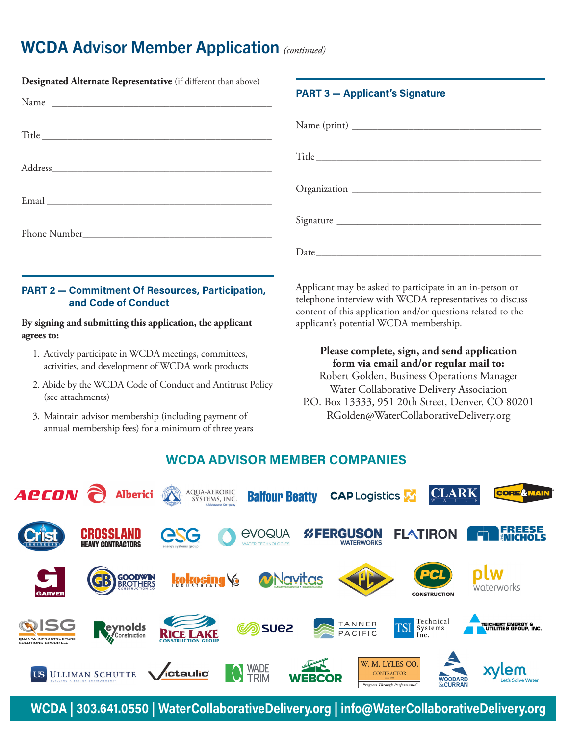# WCDA Advisor Member Application *(continued)*

**Designated Alternate Representative** (if different than above)

Name ___________________________________________

Title ___________________________________________

Address ___________________________________________

Email ___________________________________________

Phone Number ___________________________________________

## PART 2 — Commitment Of Resources, Participation, and Code of Conduct

**By signing and submitting this application, the applicant agrees to:**

1. Actively participate in WCDA meetings, committees, activities, and development of WCDA work products
2. Abide by the WCDA Code of Conduct and Antitrust Policy (see attachments)
3. Maintain advisor membership (including payment of annual membership fees) for a minimum of three years

## PART 3 — Applicant's Signature

Name (print) ___________________________________________

Title ___________________________________________

Organization ___________________________________________

Signature ___________________________________________

Date ___________________________________________

Applicant may be asked to participate in an in-person or telephone interview with WCDA representatives to discuss content of this application and/or questions related to the applicant's potential WCDA membership.

**Please complete, sign, and send application form via email and/or regular mail to:**
Robert Golden, Business Operations Manager
Water Collaborative Delivery Association
P.O. Box 13333, 951 20th Street, Denver, CO 80201
RGolden@WaterCollaborativeDelivery.org

## WCDA ADVISOR MEMBER COMPANIES

AECON, Alberici, Aqua-Aerobic Systems, Inc. (A Metawater Company), Balfour Beatty, CAP Logistics, Clark Water, Core & Main, Crist Engineers, Crossland Heavy Contractors, ESG energy systems group, Evoqua Water Technologies, Ferguson Waterworks, Flatiron, Freese and Nichols, Garver, Goodwin Brothers Construction Co., Kokosing Industrial, Navitas, PC, PCL Construction, PLW Waterworks, ISG Quanta Infrastructure Solutions Group LLC, Reynolds Construction, Rice Lake Construction Group, Suez, Tanner Pacific, TSI Technical Systems Inc., Teichert Energy & Utilities Group, Inc., Ulliman Schutte, Victaulic, Wade Trim, Webcor, W. M. Lyles Co. Contractor, Woodard & Curran, Xylem Let's Solve Water

WCDA | 303.641.0550 | WaterCollaborativeDelivery.org | info@WaterCollaborativeDelivery.org